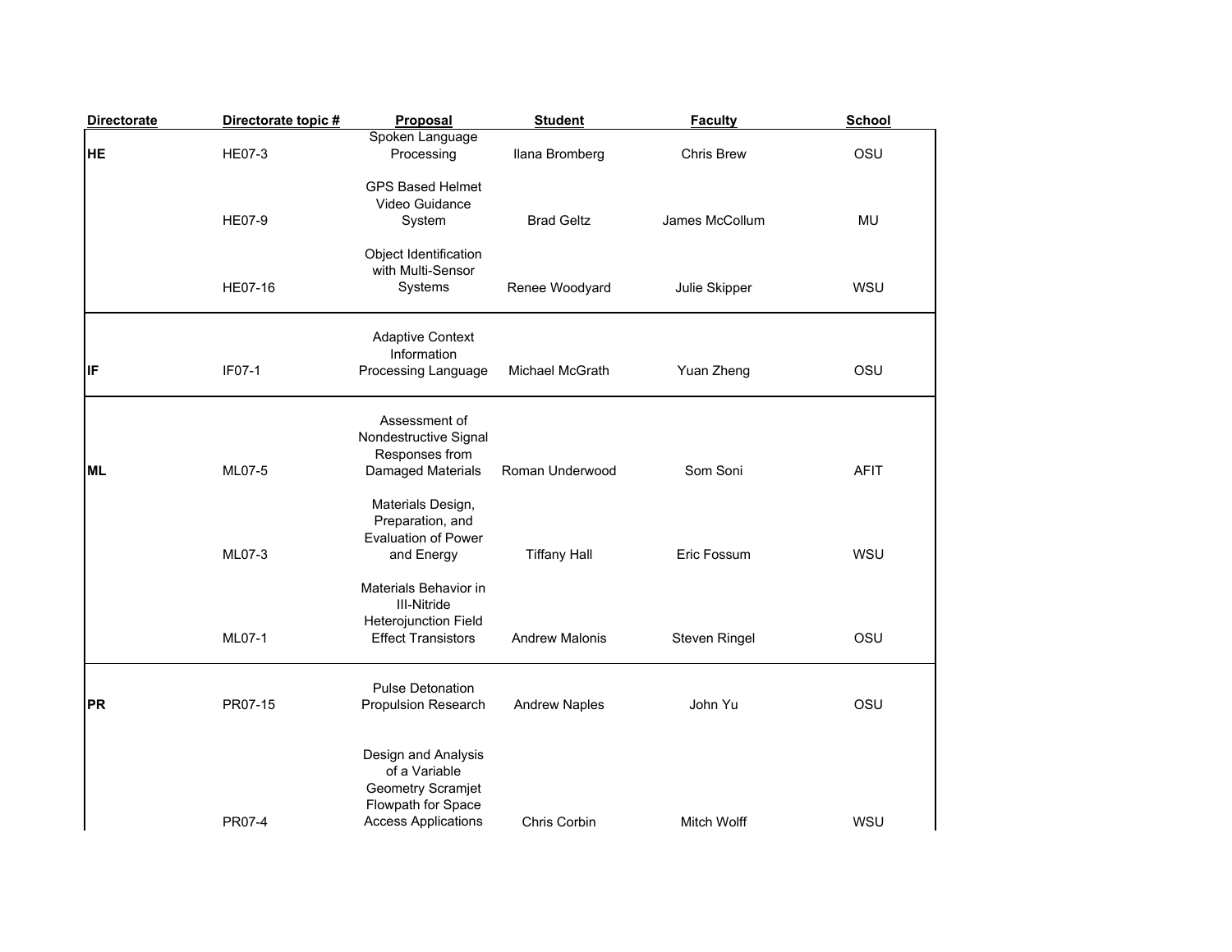| Directorate | Directorate topic # | Proposal | Student | Faculty | School |
| --- | --- | --- | --- | --- | --- |
| **HE** | HE07-3 | Spoken Language Processing | Ilana Bromberg | Chris Brew | OSU |
| | HE07-9 | GPS Based Helmet Video Guidance System | Brad Geltz | James McCollum | MU |
| | HE07-16 | Object Identification with Multi-Sensor Systems | Renee Woodyard | Julie Skipper | WSU |
| **IF** | IF07-1 | Adaptive Context Information Processing Language | Michael McGrath | Yuan Zheng | OSU |
| **ML** | ML07-5 | Assessment of Nondestructive Signal Responses from Damaged Materials | Roman Underwood | Som Soni | AFIT |
| | ML07-3 | Materials Design, Preparation, and Evaluation of Power and Energy | Tiffany Hall | Eric Fossum | WSU |
| | ML07-1 | Materials Behavior in III-Nitride Heterojunction Field Effect Transistors | Andrew Malonis | Steven Ringel | OSU |
| **PR** | PR07-15 | Pulse Detonation Propulsion Research | Andrew Naples | John Yu | OSU |
| | PR07-4 | Design and Analysis of a Variable Geometry Scramjet Flowpath for Space Access Applications | Chris Corbin | Mitch Wolff | WSU |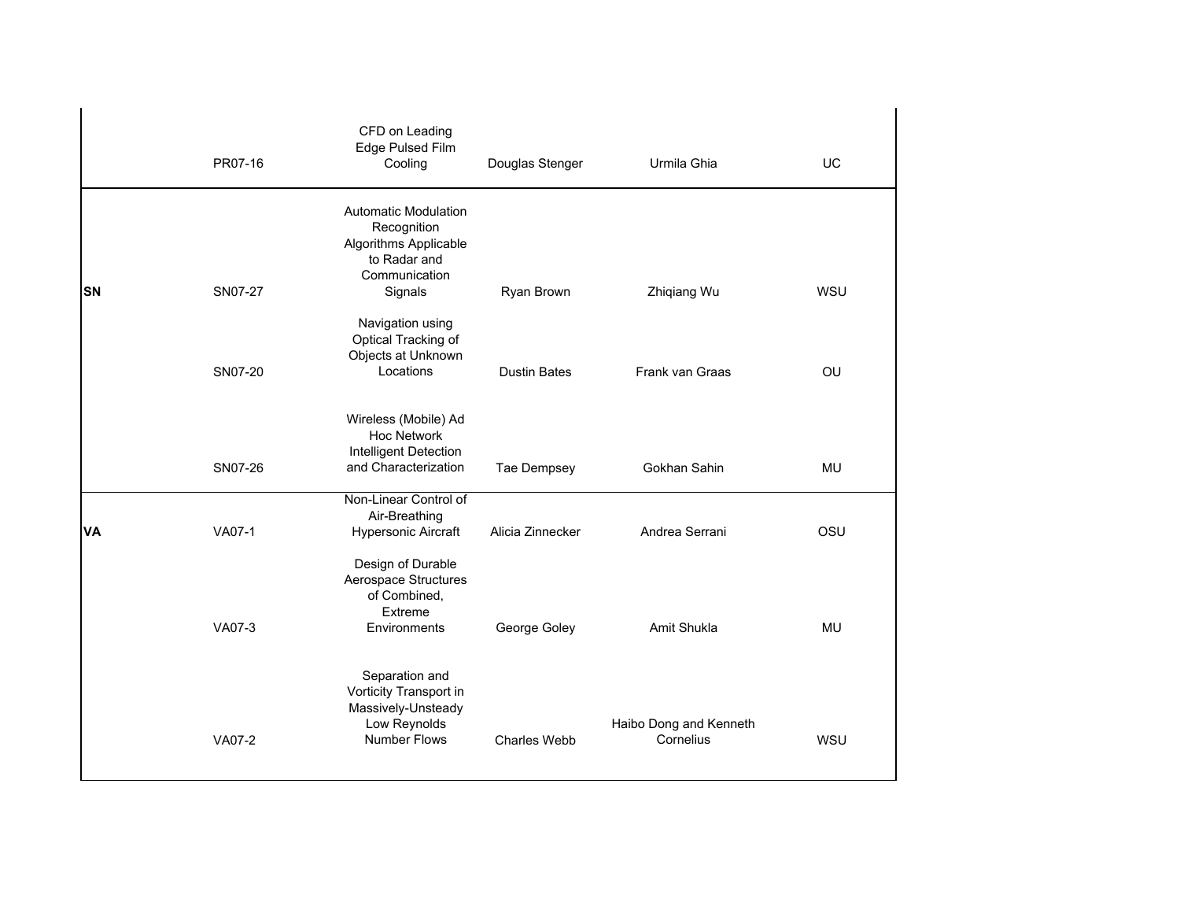| | | | | | |
|---|---|---|---|---|---|
| | PR07-16 | CFD on Leading Edge Pulsed Film Cooling | Douglas Stenger | Urmila Ghia | UC |
| **SN** | SN07-27 | Automatic Modulation Recognition Algorithms Applicable to Radar and Communication Signals | Ryan Brown | Zhiqiang Wu | WSU |
| | SN07-20 | Navigation using Optical Tracking of Objects at Unknown Locations | Dustin Bates | Frank van Graas | OU |
| | SN07-26 | Wireless (Mobile) Ad Hoc Network Intelligent Detection and Characterization | Tae Dempsey | Gokhan Sahin | MU |
| **VA** | VA07-1 | Non-Linear Control of Air-Breathing Hypersonic Aircraft | Alicia Zinnecker | Andrea Serrani | OSU |
| | VA07-3 | Design of Durable Aerospace Structures of Combined, Extreme Environments | George Goley | Amit Shukla | MU |
| | VA07-2 | Separation and Vorticity Transport in Massively-Unsteady Low Reynolds Number Flows | Charles Webb | Haibo Dong and Kenneth Cornelius | WSU |